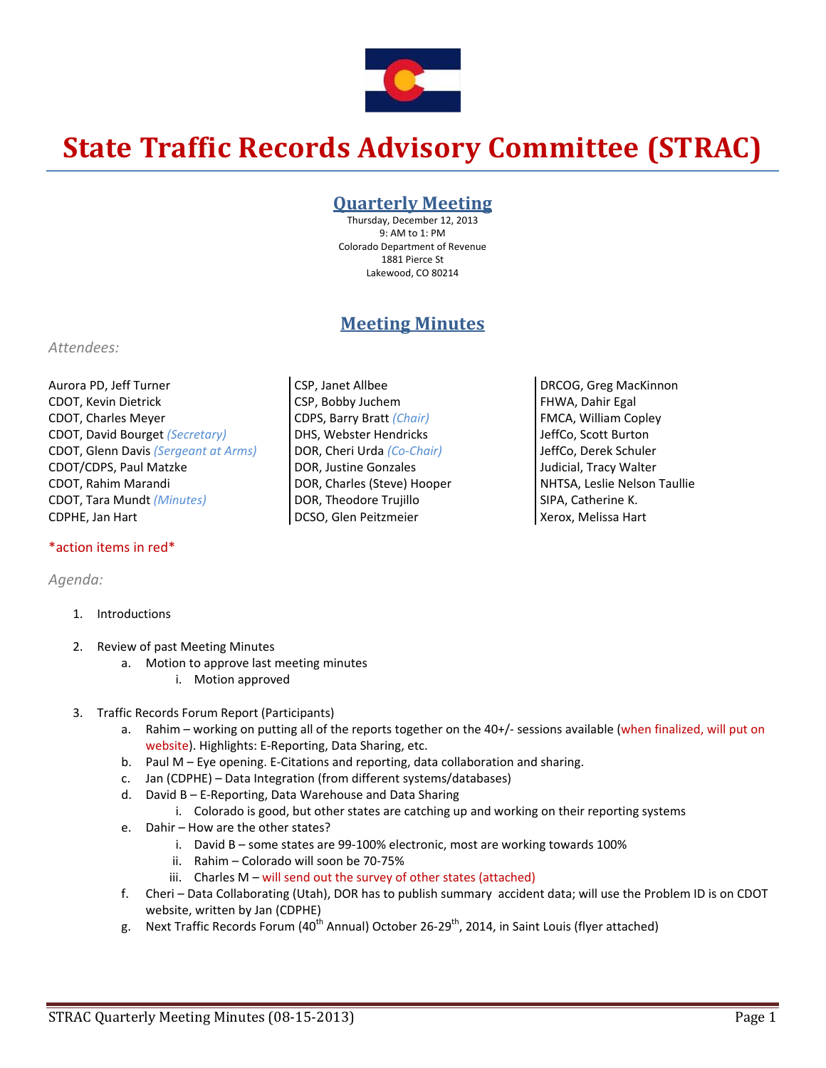# State Traffic Records Advisory Committee (STRAC)

## Quarterly Meeting

Thursday, December 12, 2013
9: AM to 1: PM
Colorado Department of Revenue
1881 Pierce St
Lakewood, CO 80214

## Meeting Minutes

*Attendees:*

Aurora PD, Jeff Turner
CDOT, Kevin Dietrick
CDOT, Charles Meyer
CDOT, David Bourget *(Secretary)*
CDOT, Glenn Davis *(Sergeant at Arms)*
CDOT/CDPS, Paul Matzke
CDOT, Rahim Marandi
CDOT, Tara Mundt *(Minutes)*
CDPHE, Jan Hart
CSP, Janet Allbee
CSP, Bobby Juchem
CDPS, Barry Bratt *(Chair)*
DHS, Webster Hendricks
DOR, Cheri Urda *(Co-Chair)*
DOR, Justine Gonzales
DOR, Charles (Steve) Hooper
DOR, Theodore Trujillo
DCSO, Glen Peitzmeier
DRCOG, Greg MacKinnon
FHWA, Dahir Egal
FMCA, William Copley
JeffCo, Scott Burton
JeffCo, Derek Schuler
Judicial, Tracy Walter
NHTSA, Leslie Nelson Taullie
SIPA, Catherine K.
Xerox, Melissa Hart

*action items in red*

*Agenda:*

1. Introductions

2. Review of past Meeting Minutes
   a. Motion to approve last meeting minutes
      i. Motion approved

3. Traffic Records Forum Report (Participants)
   a. Rahim – working on putting all of the reports together on the 40+/- sessions available (when finalized, will put on website). Highlights: E-Reporting, Data Sharing, etc.
   b. Paul M – Eye opening. E-Citations and reporting, data collaboration and sharing.
   c. Jan (CDPHE) – Data Integration (from different systems/databases)
   d. David B – E-Reporting, Data Warehouse and Data Sharing
      i. Colorado is good, but other states are catching up and working on their reporting systems
   e. Dahir – How are the other states?
      i. David B – some states are 99-100% electronic, most are working towards 100%
      ii. Rahim – Colorado will soon be 70-75%
      iii. Charles M – will send out the survey of other states (attached)
   f. Cheri – Data Collaborating (Utah), DOR has to publish summary accident data; will use the Problem ID is on CDOT website, written by Jan (CDPHE)
   g. Next Traffic Records Forum (40th Annual) October 26-29th, 2014, in Saint Louis (flyer attached)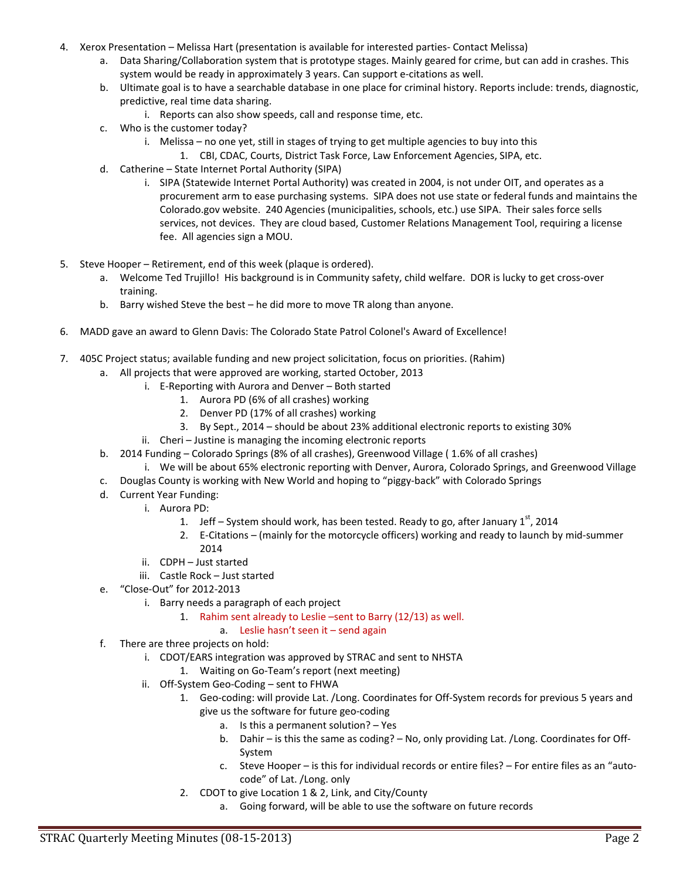4. Xerox Presentation – Melissa Hart (presentation is available for interested parties- Contact Melissa)
    a. Data Sharing/Collaboration system that is prototype stages. Mainly geared for crime, but can add in crashes. This system would be ready in approximately 3 years. Can support e-citations as well.
    b. Ultimate goal is to have a searchable database in one place for criminal history. Reports include: trends, diagnostic, predictive, real time data sharing.
        i. Reports can also show speeds, call and response time, etc.
    c. Who is the customer today?
        i. Melissa – no one yet, still in stages of trying to get multiple agencies to buy into this
            1. CBI, CDAC, Courts, District Task Force, Law Enforcement Agencies, SIPA, etc.
    d. Catherine – State Internet Portal Authority (SIPA)
        i. SIPA (Statewide Internet Portal Authority) was created in 2004, is not under OIT, and operates as a procurement arm to ease purchasing systems. SIPA does not use state or federal funds and maintains the Colorado.gov website. 240 Agencies (municipalities, schools, etc.) use SIPA. Their sales force sells services, not devices. They are cloud based, Customer Relations Management Tool, requiring a license fee. All agencies sign a MOU.

5. Steve Hooper – Retirement, end of this week (plaque is ordered).
    a. Welcome Ted Trujillo! His background is in Community safety, child welfare. DOR is lucky to get cross-over training.
    b. Barry wished Steve the best – he did more to move TR along than anyone.

6. MADD gave an award to Glenn Davis: The Colorado State Patrol Colonel's Award of Excellence!

7. 405C Project status; available funding and new project solicitation, focus on priorities. (Rahim)
    a. All projects that were approved are working, started October, 2013
        i. E-Reporting with Aurora and Denver – Both started
            1. Aurora PD (6% of all crashes) working
            2. Denver PD (17% of all crashes) working
            3. By Sept., 2014 – should be about 23% additional electronic reports to existing 30%
        ii. Cheri – Justine is managing the incoming electronic reports
    b. 2014 Funding – Colorado Springs (8% of all crashes), Greenwood Village ( 1.6% of all crashes)
        i. We will be about 65% electronic reporting with Denver, Aurora, Colorado Springs, and Greenwood Village
    c. Douglas County is working with New World and hoping to "piggy-back" with Colorado Springs
    d. Current Year Funding:
        i. Aurora PD:
            1. Jeff – System should work, has been tested. Ready to go, after January 1st, 2014
            2. E-Citations – (mainly for the motorcycle officers) working and ready to launch by mid-summer 2014
        ii. CDPH – Just started
        iii. Castle Rock – Just started
    e. "Close-Out" for 2012-2013
        i. Barry needs a paragraph of each project
            1. Rahim sent already to Leslie –sent to Barry (12/13) as well.
                a. Leslie hasn't seen it – send again
    f. There are three projects on hold:
        i. CDOT/EARS integration was approved by STRAC and sent to NHSTA
            1. Waiting on Go-Team's report (next meeting)
        ii. Off-System Geo-Coding – sent to FHWA
            1. Geo-coding: will provide Lat. /Long. Coordinates for Off-System records for previous 5 years and give us the software for future geo-coding
                a. Is this a permanent solution? – Yes
                b. Dahir – is this the same as coding? – No, only providing Lat. /Long. Coordinates for Off-System
                c. Steve Hooper – is this for individual records or entire files? – For entire files as an "auto-code" of Lat. /Long. only
            2. CDOT to give Location 1 & 2, Link, and City/County
                a. Going forward, will be able to use the software on future records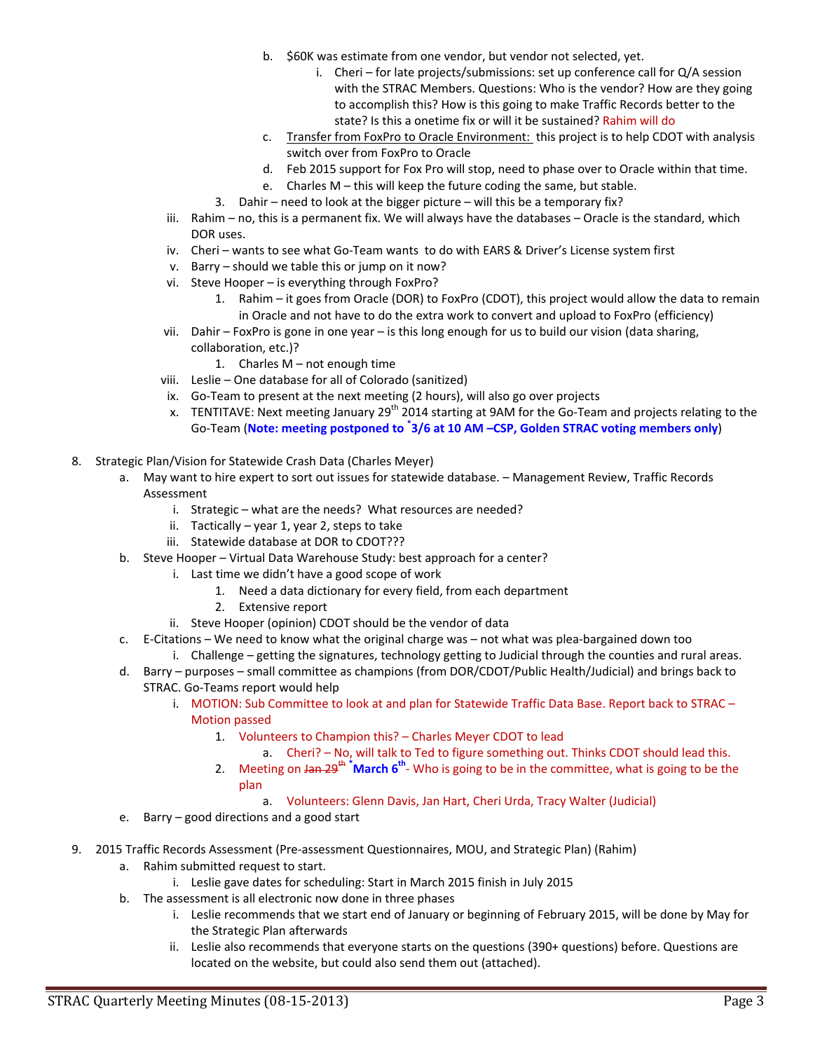b. $60K was estimate from one vendor, but vendor not selected, yet.

i. Cheri – for late projects/submissions: set up conference call for Q/A session with the STRAC Members. Questions: Who is the vendor? How are they going to accomplish this? How is this going to make Traffic Records better to the state? Is this a onetime fix or will it be sustained? Rahim will do

c. Transfer from FoxPro to Oracle Environment: this project is to help CDOT with analysis switch over from FoxPro to Oracle

d. Feb 2015 support for Fox Pro will stop, need to phase over to Oracle within that time.

e. Charles M – this will keep the future coding the same, but stable.

3. Dahir – need to look at the bigger picture – will this be a temporary fix?

iii. Rahim – no, this is a permanent fix. We will always have the databases – Oracle is the standard, which DOR uses.

iv. Cheri – wants to see what Go-Team wants to do with EARS & Driver's License system first

v. Barry – should we table this or jump on it now?

vi. Steve Hooper – is everything through FoxPro?

1. Rahim – it goes from Oracle (DOR) to FoxPro (CDOT), this project would allow the data to remain in Oracle and not have to do the extra work to convert and upload to FoxPro (efficiency)

vii. Dahir – FoxPro is gone in one year – is this long enough for us to build our vision (data sharing, collaboration, etc.)?

1. Charles M – not enough time

viii. Leslie – One database for all of Colorado (sanitized)

ix. Go-Team to present at the next meeting (2 hours), will also go over projects

x. TENTITAVE: Next meeting January 29th 2014 starting at 9AM for the Go-Team and projects relating to the Go-Team (**Note: meeting postponed to *3/6 at 10 AM –CSP, Golden STRAC voting members only**)

8. Strategic Plan/Vision for Statewide Crash Data (Charles Meyer)

a. May want to hire expert to sort out issues for statewide database. – Management Review, Traffic Records Assessment

i. Strategic – what are the needs? What resources are needed?

ii. Tactically – year 1, year 2, steps to take

iii. Statewide database at DOR to CDOT???

b. Steve Hooper – Virtual Data Warehouse Study: best approach for a center?

i. Last time we didn't have a good scope of work

1. Need a data dictionary for every field, from each department

2. Extensive report

ii. Steve Hooper (opinion) CDOT should be the vendor of data

c. E-Citations – We need to know what the original charge was – not what was plea-bargained down too

i. Challenge – getting the signatures, technology getting to Judicial through the counties and rural areas.

d. Barry – purposes – small committee as champions (from DOR/CDOT/Public Health/Judicial) and brings back to STRAC. Go-Teams report would help

i. MOTION: Sub Committee to look at and plan for Statewide Traffic Data Base. Report back to STRAC – Motion passed

1. Volunteers to Champion this? – Charles Meyer CDOT to lead

a. Cheri? – No, will talk to Ted to figure something out. Thinks CDOT should lead this.

2. Meeting on ~~Jan 29th~~ ***March 6th**- Who is going to be in the committee, what is going to be the plan

a. Volunteers: Glenn Davis, Jan Hart, Cheri Urda, Tracy Walter (Judicial)

e. Barry – good directions and a good start

9. 2015 Traffic Records Assessment (Pre-assessment Questionnaires, MOU, and Strategic Plan) (Rahim)

a. Rahim submitted request to start.

i. Leslie gave dates for scheduling: Start in March 2015 finish in July 2015

b. The assessment is all electronic now done in three phases

i. Leslie recommends that we start end of January or beginning of February 2015, will be done by May for the Strategic Plan afterwards

ii. Leslie also recommends that everyone starts on the questions (390+ questions) before. Questions are located on the website, but could also send them out (attached).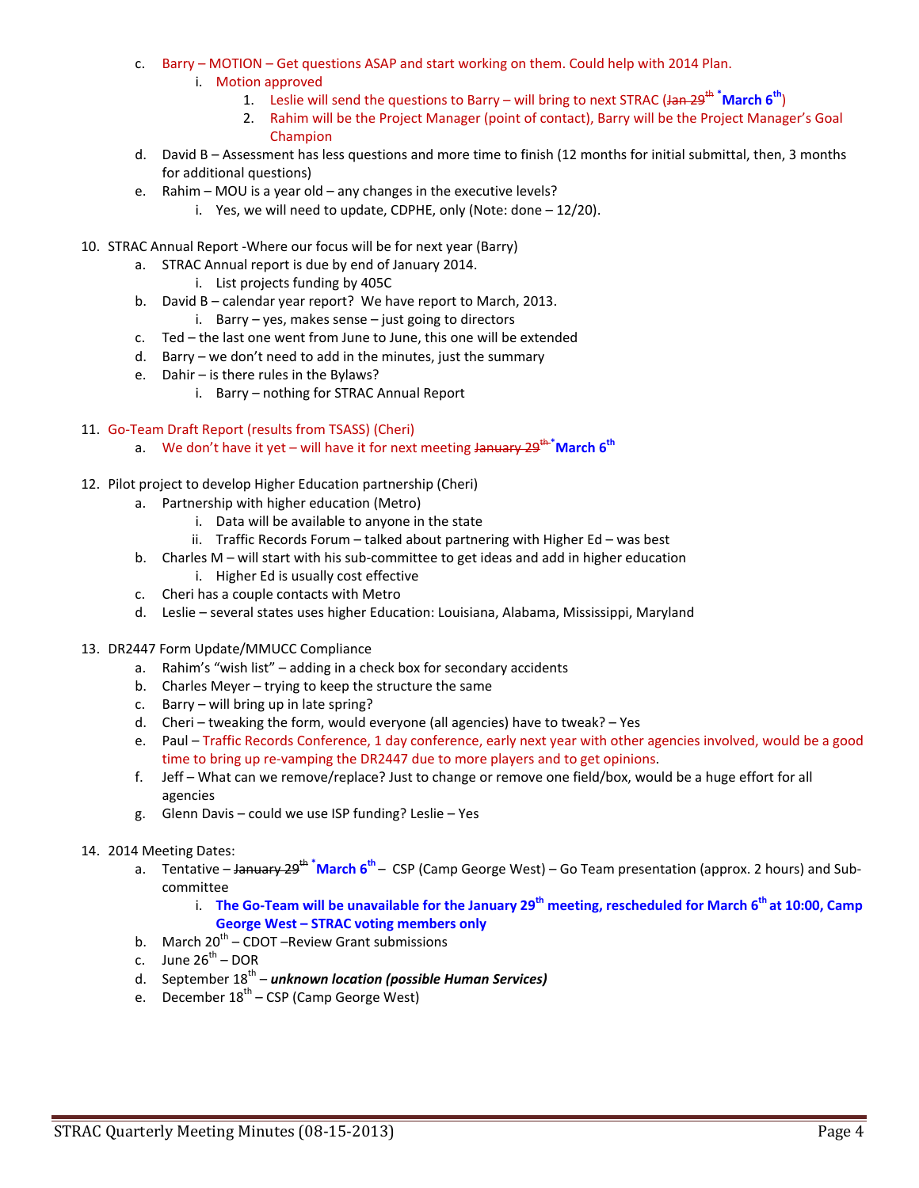c. Barry – MOTION – Get questions ASAP and start working on them. Could help with 2014 Plan.
   i. Motion approved
      1. Leslie will send the questions to Barry – will bring to next STRAC (~~Jan 29th~~ ***March 6th**)
      2. Rahim will be the Project Manager (point of contact), Barry will be the Project Manager's Goal Champion
d. David B – Assessment has less questions and more time to finish (12 months for initial submittal, then, 3 months for additional questions)
e. Rahim – MOU is a year old – any changes in the executive levels?
   i. Yes, we will need to update, CDPHE, only (Note: done – 12/20).

10. STRAC Annual Report -Where our focus will be for next year (Barry)
    a. STRAC Annual report is due by end of January 2014.
       i. List projects funding by 405C
    b. David B – calendar year report? We have report to March, 2013.
       i. Barry – yes, makes sense – just going to directors
    c. Ted – the last one went from June to June, this one will be extended
    d. Barry – we don't need to add in the minutes, just the summary
    e. Dahir – is there rules in the Bylaws?
       i. Barry – nothing for STRAC Annual Report

11. Go-Team Draft Report (results from TSASS) (Cheri)
    a. We don't have it yet – will have it for next meeting ~~January 29th~~ ***March 6th**

12. Pilot project to develop Higher Education partnership (Cheri)
    a. Partnership with higher education (Metro)
       i. Data will be available to anyone in the state
       ii. Traffic Records Forum – talked about partnering with Higher Ed – was best
    b. Charles M – will start with his sub-committee to get ideas and add in higher education
       i. Higher Ed is usually cost effective
    c. Cheri has a couple contacts with Metro
    d. Leslie – several states uses higher Education: Louisiana, Alabama, Mississippi, Maryland

13. DR2447 Form Update/MMUCC Compliance
    a. Rahim's "wish list" – adding in a check box for secondary accidents
    b. Charles Meyer – trying to keep the structure the same
    c. Barry – will bring up in late spring?
    d. Cheri – tweaking the form, would everyone (all agencies) have to tweak? – Yes
    e. Paul – Traffic Records Conference, 1 day conference, early next year with other agencies involved, would be a good time to bring up re-vamping the DR2447 due to more players and to get opinions.
    f. Jeff – What can we remove/replace? Just to change or remove one field/box, would be a huge effort for all agencies
    g. Glenn Davis – could we use ISP funding? Leslie – Yes

14. 2014 Meeting Dates:
    a. Tentative – ~~January 29th~~ ***March 6th** – CSP (Camp George West) – Go Team presentation (approx. 2 hours) and Sub-committee
       i. **The Go-Team will be unavailable for the January 29th meeting, rescheduled for March 6th at 10:00, Camp George West – STRAC voting members only**
    b. March 20th – CDOT –Review Grant submissions
    c. June 26th – DOR
    d. September 18th – ***unknown location (possible Human Services)***
    e. December 18th – CSP (Camp George West)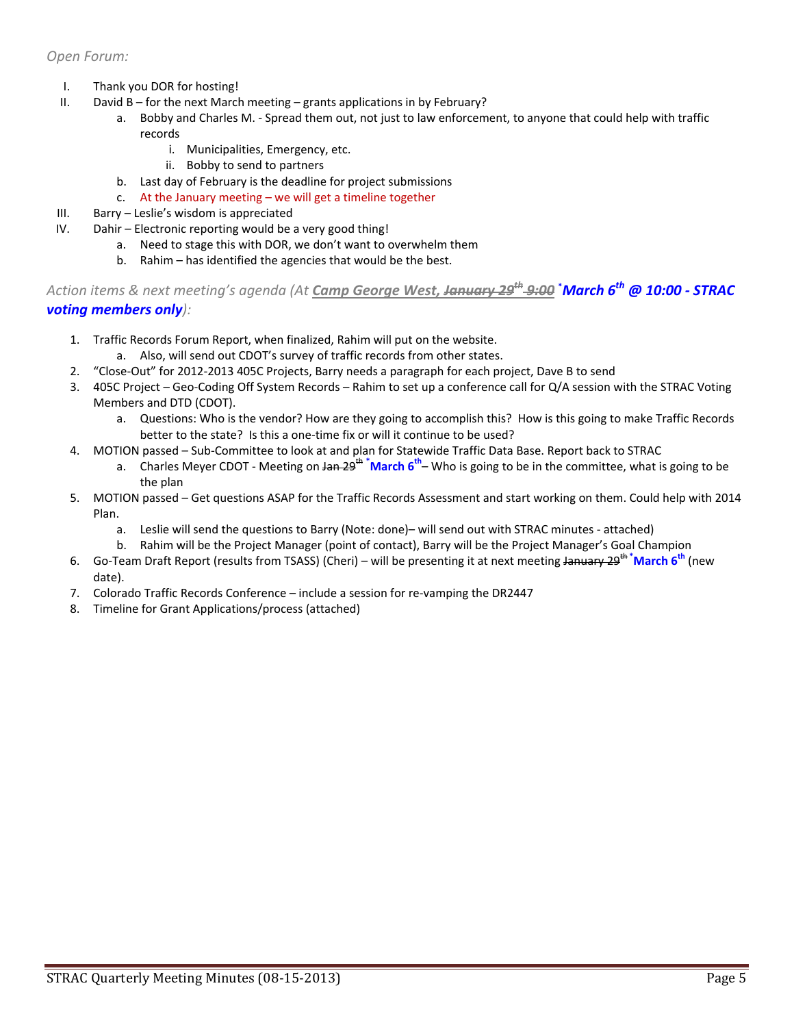*Open Forum:*

I. Thank you DOR for hosting!
II. David B – for the next March meeting – grants applications in by February?
    a. Bobby and Charles M. - Spread them out, not just to law enforcement, to anyone that could help with traffic records
        i. Municipalities, Emergency, etc.
        ii. Bobby to send to partners
    b. Last day of February is the deadline for project submissions
    c. At the January meeting – we will get a timeline together
III. Barry – Leslie's wisdom is appreciated
IV. Dahir – Electronic reporting would be a very good thing!
    a. Need to stage this with DOR, we don't want to overwhelm them
    b. Rahim – has identified the agencies that would be the best.

*Action items & next meeting's agenda (At* ***Camp George West,*** ~~*January 29th 9:00*~~ ****March 6th @ 10:00 - STRAC voting members only****):*

1. Traffic Records Forum Report, when finalized, Rahim will put on the website.
    a. Also, will send out CDOT's survey of traffic records from other states.
2. "Close-Out" for 2012-2013 405C Projects, Barry needs a paragraph for each project, Dave B to send
3. 405C Project – Geo-Coding Off System Records – Rahim to set up a conference call for Q/A session with the STRAC Voting Members and DTD (CDOT).
    a. Questions: Who is the vendor? How are they going to accomplish this? How is this going to make Traffic Records better to the state? Is this a one-time fix or will it continue to be used?
4. MOTION passed – Sub-Committee to look at and plan for Statewide Traffic Data Base. Report back to STRAC
    a. Charles Meyer CDOT - Meeting on ~~Jan 29th~~ ***March 6th**– Who is going to be in the committee, what is going to be the plan
5. MOTION passed – Get questions ASAP for the Traffic Records Assessment and start working on them. Could help with 2014 Plan.
    a. Leslie will send the questions to Barry (Note: done)– will send out with STRAC minutes - attached)
    b. Rahim will be the Project Manager (point of contact), Barry will be the Project Manager's Goal Champion
6. Go-Team Draft Report (results from TSASS) (Cheri) – will be presenting it at next meeting ~~January 29th~~ ***March 6th** (new date).
7. Colorado Traffic Records Conference – include a session for re-vamping the DR2447
8. Timeline for Grant Applications/process (attached)